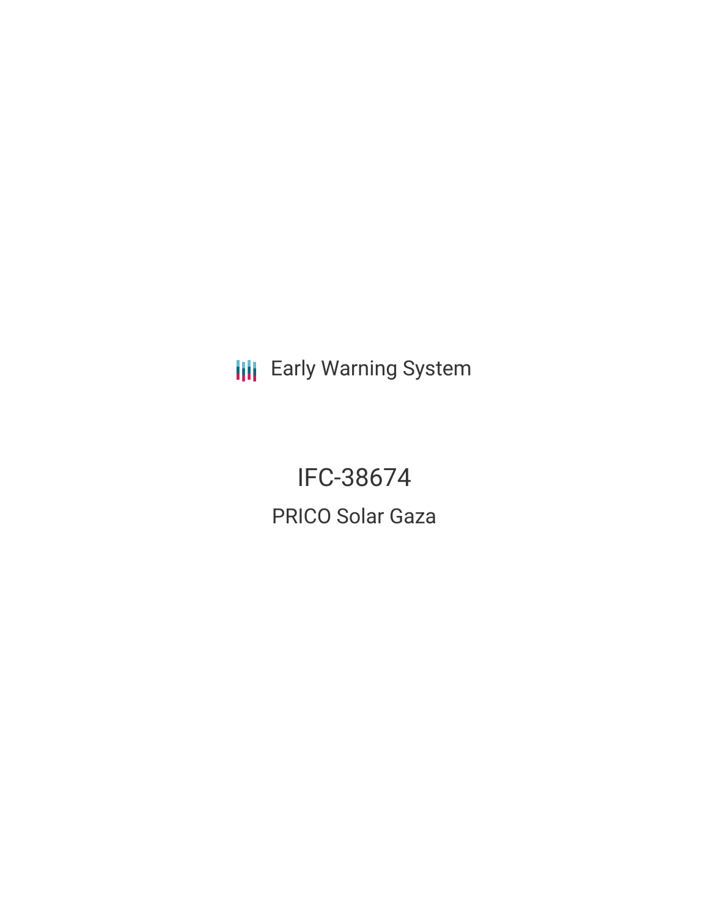Early Warning System

# IFC-38674

## PRICO Solar Gaza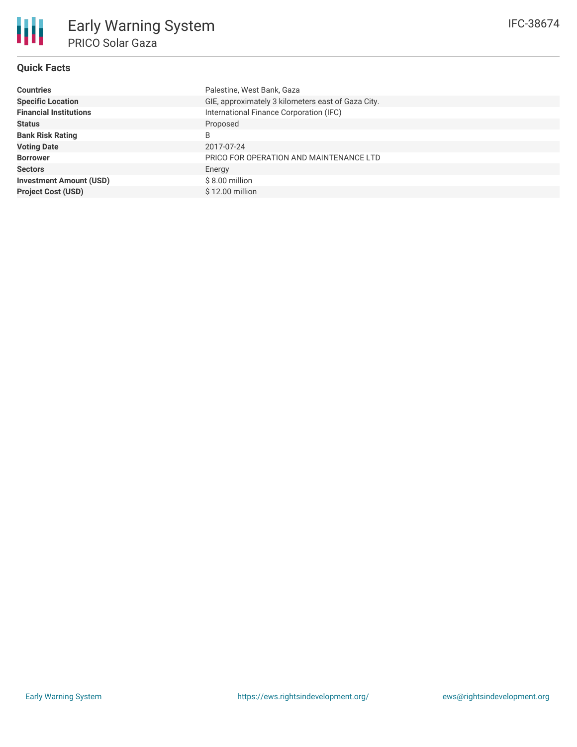# Early Warning System

## PRICO Solar Gaza

IFC-38674

### Quick Facts

| | |
|---|---|
| **Countries** | Palestine, West Bank, Gaza |
| **Specific Location** | GIE, approximately 3 kilometers east of Gaza City. |
| **Financial Institutions** | International Finance Corporation (IFC) |
| **Status** | Proposed |
| **Bank Risk Rating** | B |
| **Voting Date** | 2017-07-24 |
| **Borrower** | PRICO FOR OPERATION AND MAINTENANCE LTD |
| **Sectors** | Energy |
| **Investment Amount (USD)** | $ 8.00 million |
| **Project Cost (USD)** | $ 12.00 million |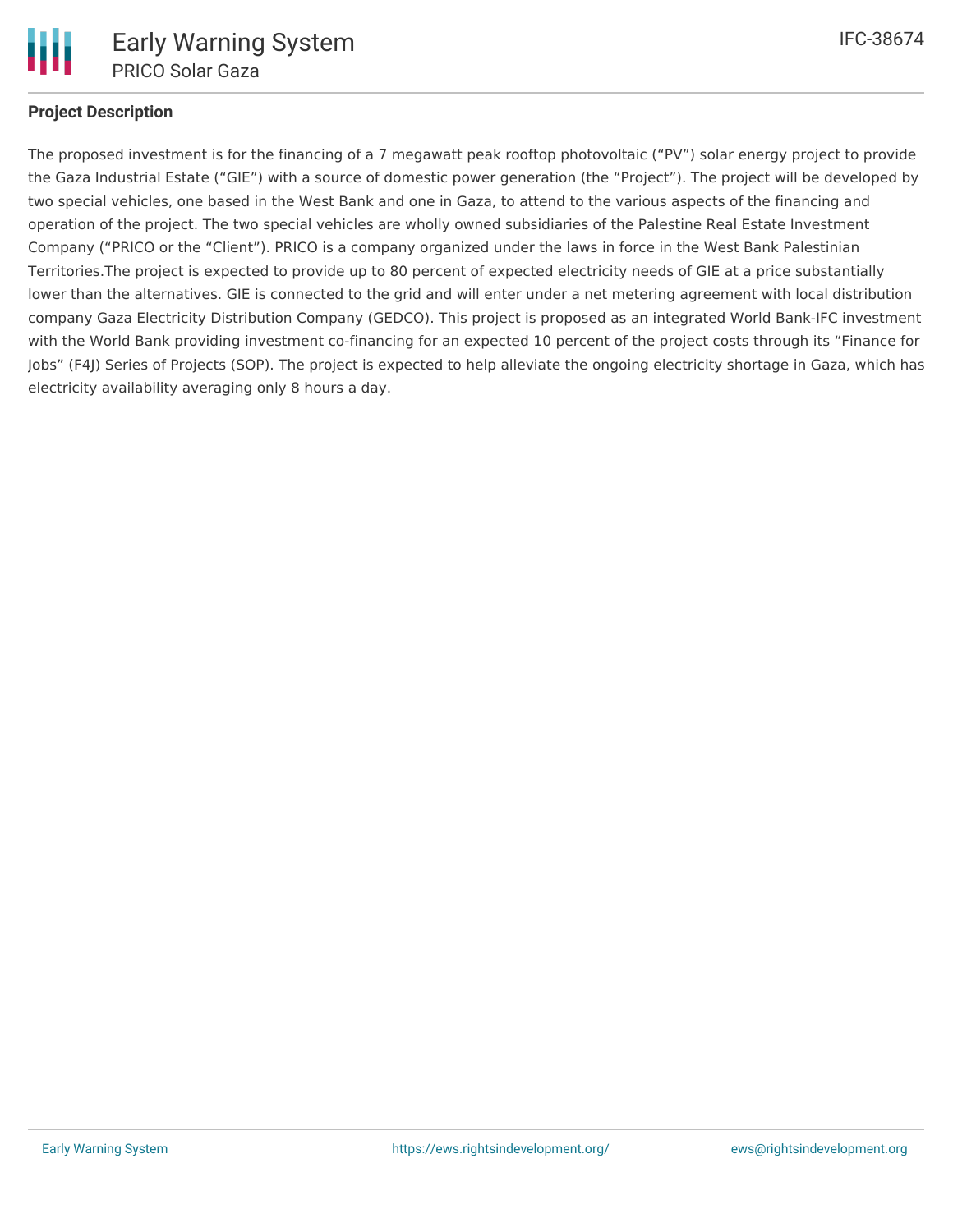## Project Description

The proposed investment is for the financing of a 7 megawatt peak rooftop photovoltaic ("PV") solar energy project to provide the Gaza Industrial Estate ("GIE") with a source of domestic power generation (the "Project"). The project will be developed by two special vehicles, one based in the West Bank and one in Gaza, to attend to the various aspects of the financing and operation of the project. The two special vehicles are wholly owned subsidiaries of the Palestine Real Estate Investment Company ("PRICO or the "Client"). PRICO is a company organized under the laws in force in the West Bank Palestinian Territories.The project is expected to provide up to 80 percent of expected electricity needs of GIE at a price substantially lower than the alternatives. GIE is connected to the grid and will enter under a net metering agreement with local distribution company Gaza Electricity Distribution Company (GEDCO). This project is proposed as an integrated World Bank-IFC investment with the World Bank providing investment co-financing for an expected 10 percent of the project costs through its "Finance for Jobs" (F4J) Series of Projects (SOP). The project is expected to help alleviate the ongoing electricity shortage in Gaza, which has electricity availability averaging only 8 hours a day.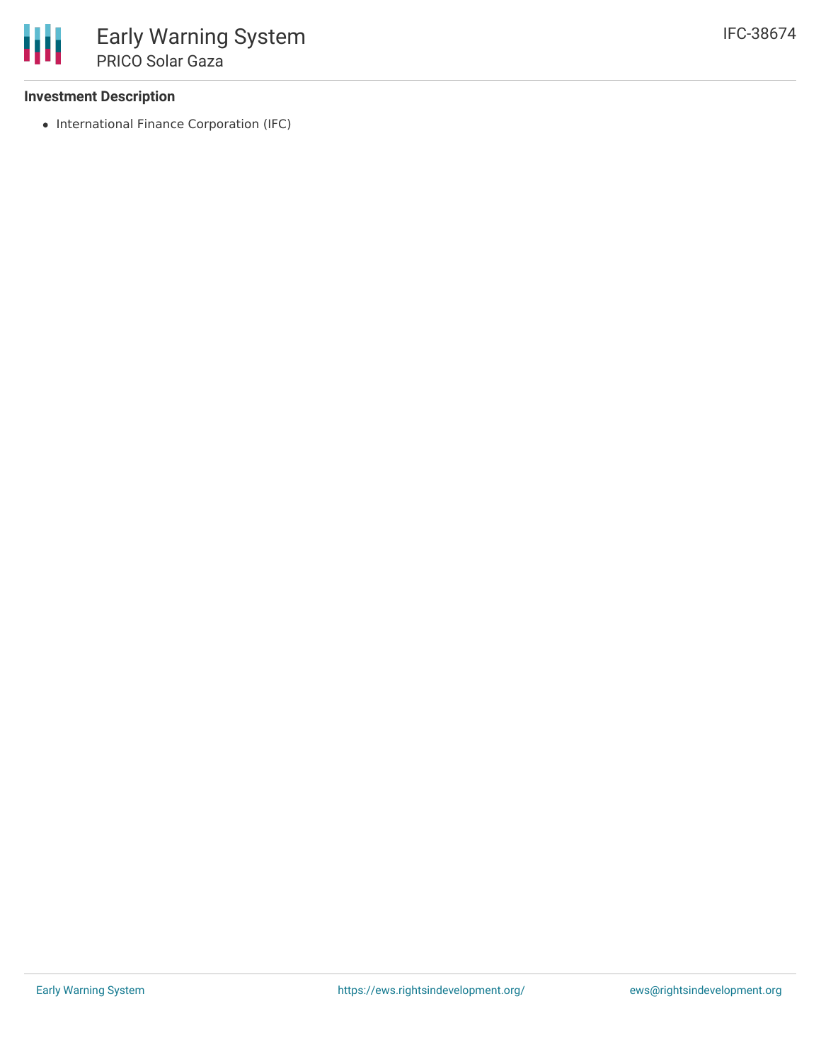### Investment Description

- International Finance Corporation (IFC)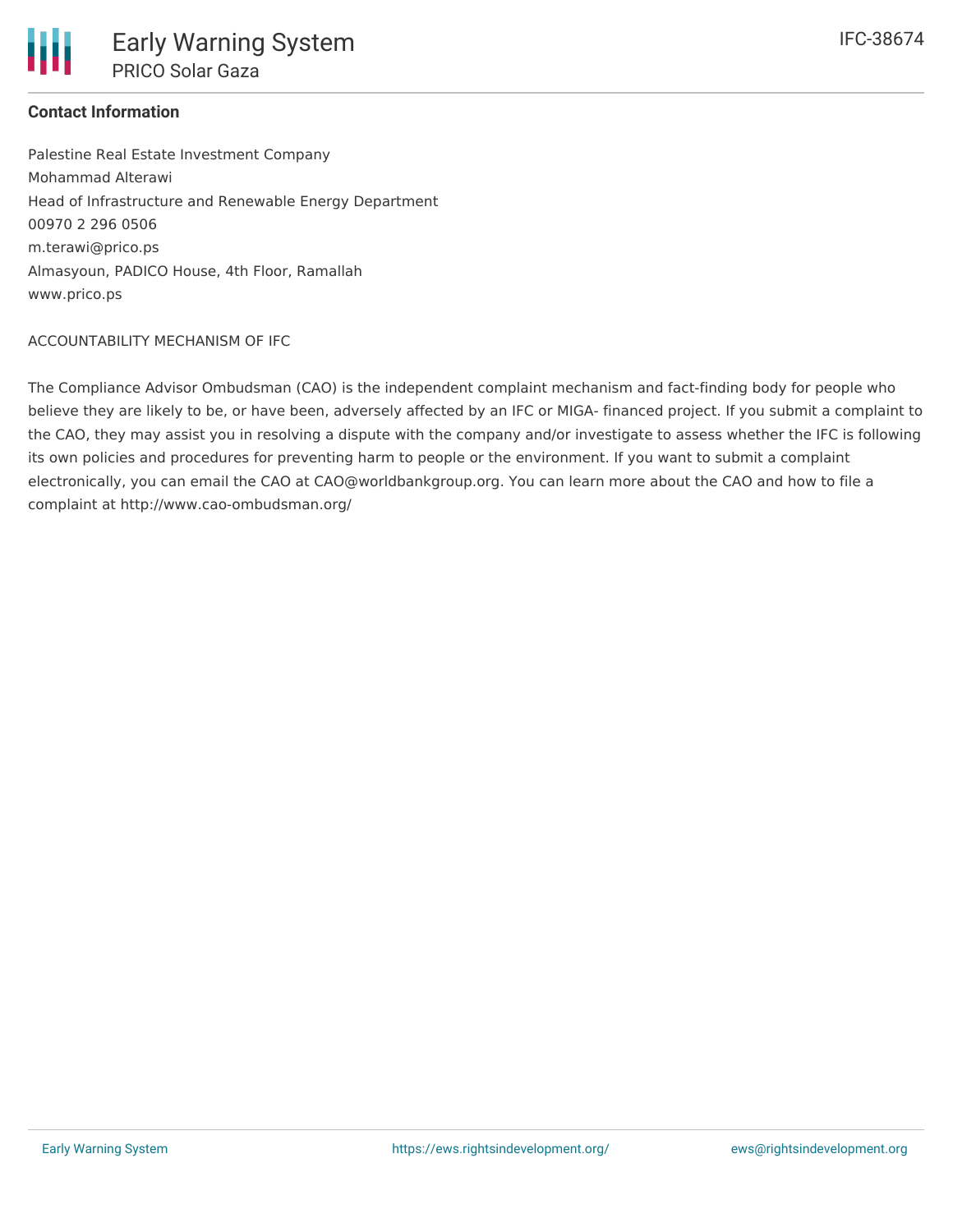**Contact Information**

Palestine Real Estate Investment Company
Mohammad Alterawi
Head of Infrastructure and Renewable Energy Department
00970 2 296 0506
m.terawi@prico.ps
Almasyoun, PADICO House, 4th Floor, Ramallah
www.prico.ps

ACCOUNTABILITY MECHANISM OF IFC

The Compliance Advisor Ombudsman (CAO) is the independent complaint mechanism and fact-finding body for people who believe they are likely to be, or have been, adversely affected by an IFC or MIGA- financed project. If you submit a complaint to the CAO, they may assist you in resolving a dispute with the company and/or investigate to assess whether the IFC is following its own policies and procedures for preventing harm to people or the environment. If you want to submit a complaint electronically, you can email the CAO at CAO@worldbankgroup.org. You can learn more about the CAO and how to file a complaint at http://www.cao-ombudsman.org/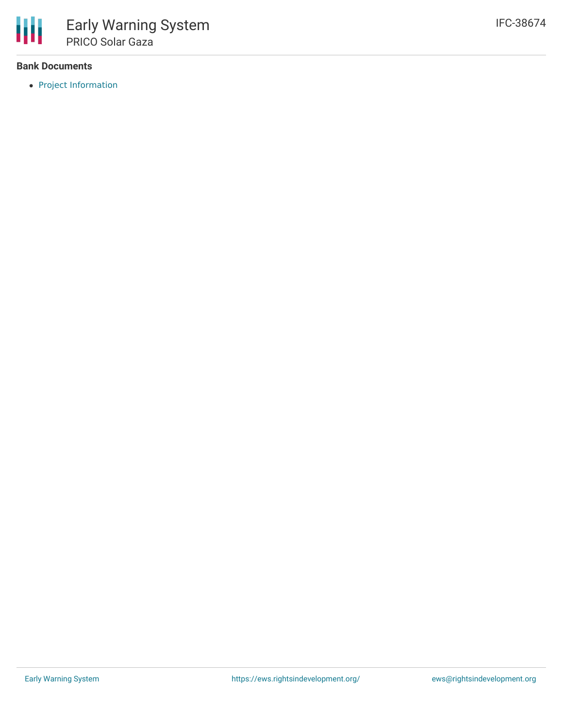**Bank Documents**

- Project Information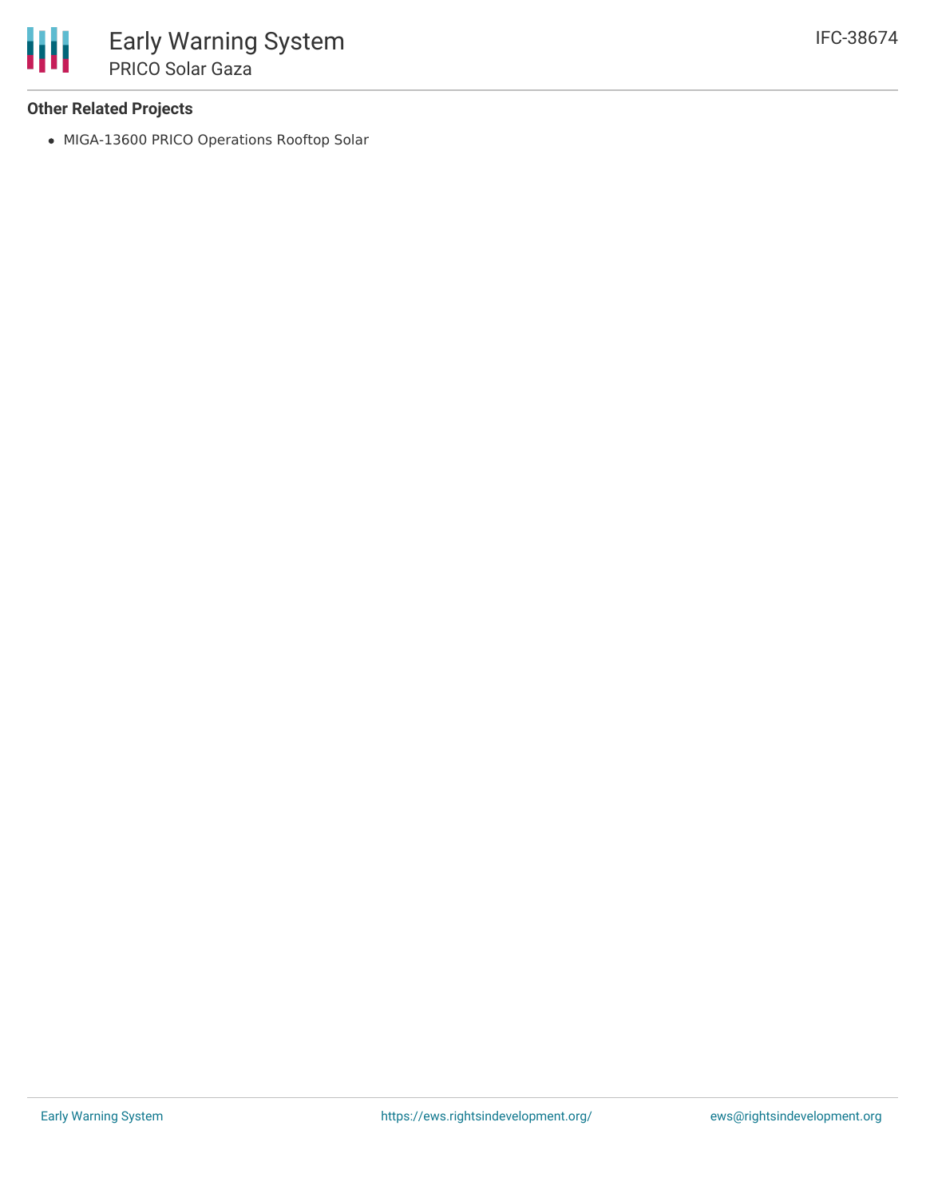**Other Related Projects**

- MIGA-13600 PRICO Operations Rooftop Solar